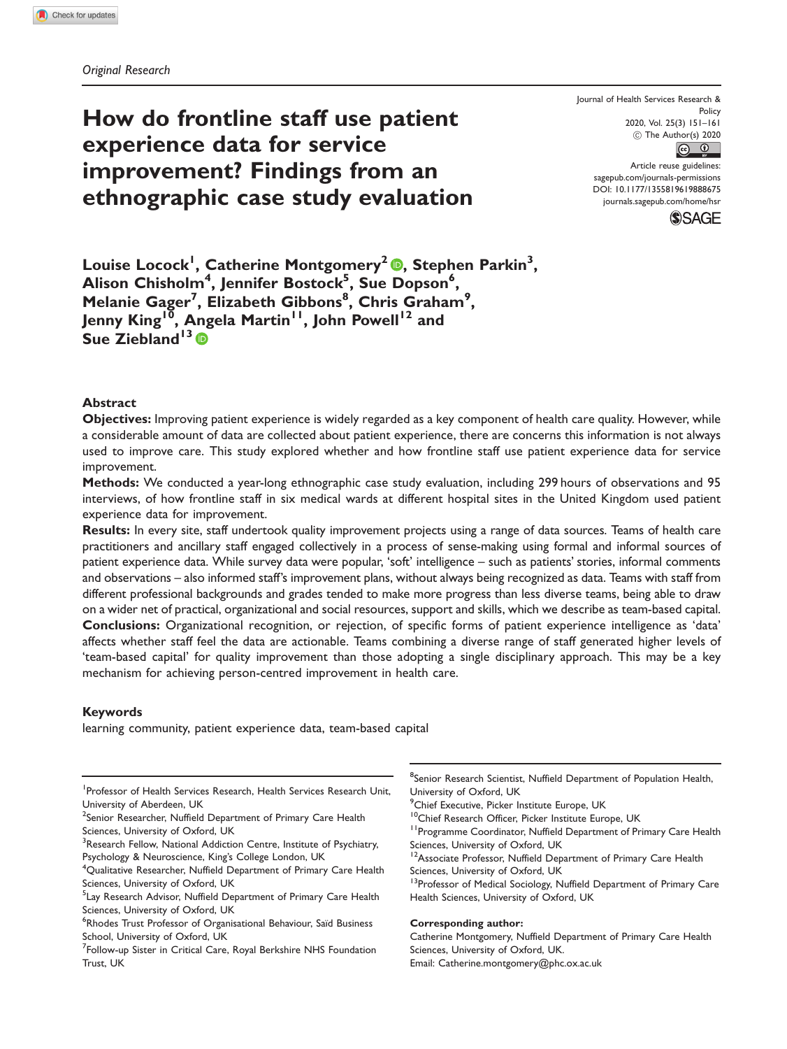*Original Research*

# How do frontline staff use patient experience data for service improvement? Findings from an ethnographic case study evaluation

Journal of Health Services Research & Policy
2020, Vol. 25(3) 151–161
© The Author(s) 2020
Article reuse guidelines: sagepub.com/journals-permissions
DOI: 10.1177/1355819619888675
journals.sagepub.com/home/hsr

**Louise Locock[1], Catherine Montgomery[2], Stephen Parkin[3], Alison Chisholm[4], Jennifer Bostock[5], Sue Dopson[6], Melanie Gager[7], Elizabeth Gibbons[8], Chris Graham[9], Jenny King[10], Angela Martin[11], John Powell[12] and Sue Ziebland[13]**

## Abstract

**Objectives:** Improving patient experience is widely regarded as a key component of health care quality. However, while a considerable amount of data are collected about patient experience, there are concerns this information is not always used to improve care. This study explored whether and how frontline staff use patient experience data for service improvement.

**Methods:** We conducted a year-long ethnographic case study evaluation, including 299 hours of observations and 95 interviews, of how frontline staff in six medical wards at different hospital sites in the United Kingdom used patient experience data for improvement.

**Results:** In every site, staff undertook quality improvement projects using a range of data sources. Teams of health care practitioners and ancillary staff engaged collectively in a process of sense-making using formal and informal sources of patient experience data. While survey data were popular, 'soft' intelligence – such as patients' stories, informal comments and observations – also informed staff's improvement plans, without always being recognized as data. Teams with staff from different professional backgrounds and grades tended to make more progress than less diverse teams, being able to draw on a wider net of practical, organizational and social resources, support and skills, which we describe as team-based capital.

**Conclusions:** Organizational recognition, or rejection, of specific forms of patient experience intelligence as 'data' affects whether staff feel the data are actionable. Teams combining a diverse range of staff generated higher levels of 'team-based capital' for quality improvement than those adopting a single disciplinary approach. This may be a key mechanism for achieving person-centred improvement in health care.

## Keywords

learning community, patient experience data, team-based capital

[1]Professor of Health Services Research, Health Services Research Unit, University of Aberdeen, UK
[2]Senior Researcher, Nuffield Department of Primary Care Health Sciences, University of Oxford, UK
[3]Research Fellow, National Addiction Centre, Institute of Psychiatry, Psychology & Neuroscience, King's College London, UK
[4]Qualitative Researcher, Nuffield Department of Primary Care Health Sciences, University of Oxford, UK
[5]Lay Research Advisor, Nuffield Department of Primary Care Health Sciences, University of Oxford, UK
[6]Rhodes Trust Professor of Organisational Behaviour, Saïd Business School, University of Oxford, UK
[7]Follow-up Sister in Critical Care, Royal Berkshire NHS Foundation Trust, UK
[8]Senior Research Scientist, Nuffield Department of Population Health, University of Oxford, UK
[9]Chief Executive, Picker Institute Europe, UK
[10]Chief Research Officer, Picker Institute Europe, UK
[11]Programme Coordinator, Nuffield Department of Primary Care Health Sciences, University of Oxford, UK
[12]Associate Professor, Nuffield Department of Primary Care Health Sciences, University of Oxford, UK
[13]Professor of Medical Sociology, Nuffield Department of Primary Care Health Sciences, University of Oxford, UK

**Corresponding author:**
Catherine Montgomery, Nuffield Department of Primary Care Health Sciences, University of Oxford, UK.
Email: Catherine.montgomery@phc.ox.ac.uk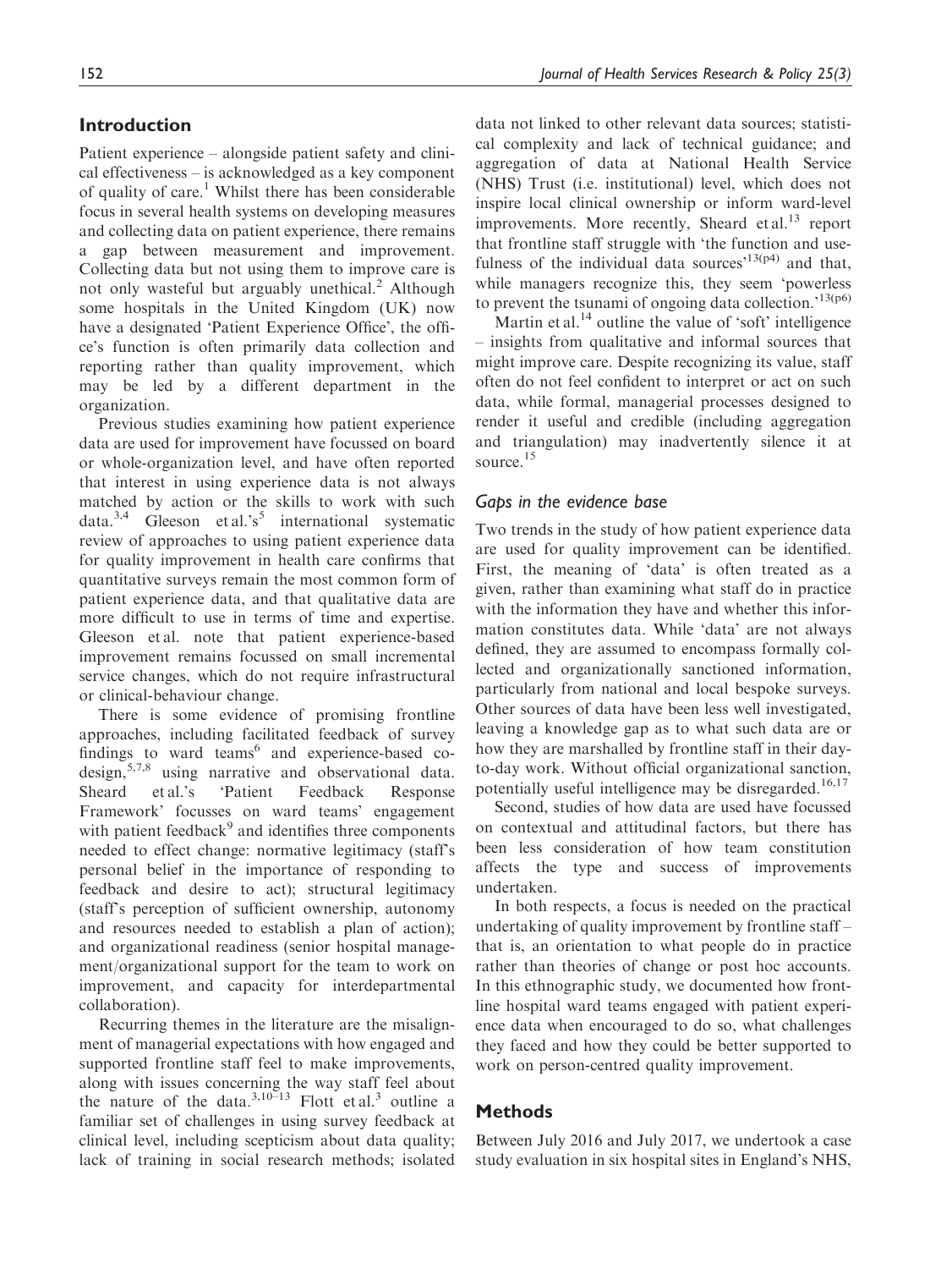## Introduction

Patient experience – alongside patient safety and clinical effectiveness – is acknowledged as a key component of quality of care.[1] Whilst there has been considerable focus in several health systems on developing measures and collecting data on patient experience, there remains a gap between measurement and improvement. Collecting data but not using them to improve care is not only wasteful but arguably unethical.[2] Although some hospitals in the United Kingdom (UK) now have a designated 'Patient Experience Office', the office's function is often primarily data collection and reporting rather than quality improvement, which may be led by a different department in the organization.

Previous studies examining how patient experience data are used for improvement have focussed on board or whole-organization level, and have often reported that interest in using experience data is not always matched by action or the skills to work with such data.[3,4] Gleeson et al.'s[5] international systematic review of approaches to using patient experience data for quality improvement in health care confirms that quantitative surveys remain the most common form of patient experience data, and that qualitative data are more difficult to use in terms of time and expertise. Gleeson et al. note that patient experience-based improvement remains focussed on small incremental service changes, which do not require infrastructural or clinical-behaviour change.

There is some evidence of promising frontline approaches, including facilitated feedback of survey findings to ward teams[6] and experience-based co-design,[5,7,8] using narrative and observational data. Sheard et al.'s 'Patient Feedback Response Framework' focusses on ward teams' engagement with patient feedback[9] and identifies three components needed to effect change: normative legitimacy (staff's personal belief in the importance of responding to feedback and desire to act); structural legitimacy (staff's perception of sufficient ownership, autonomy and resources needed to establish a plan of action); and organizational readiness (senior hospital management/organizational support for the team to work on improvement, and capacity for interdepartmental collaboration).

Recurring themes in the literature are the misalignment of managerial expectations with how engaged and supported frontline staff feel to make improvements, along with issues concerning the way staff feel about the nature of the data.[3,10–13] Flott et al.[3] outline a familiar set of challenges in using survey feedback at clinical level, including scepticism about data quality; lack of training in social research methods; isolated data not linked to other relevant data sources; statistical complexity and lack of technical guidance; and aggregation of data at National Health Service (NHS) Trust (i.e. institutional) level, which does not inspire local clinical ownership or inform ward-level improvements. More recently, Sheard et al.[13] report that frontline staff struggle with 'the function and usefulness of the individual data sources'[13(p4)] and that, while managers recognize this, they seem 'powerless to prevent the tsunami of ongoing data collection.'[13(p6)]

Martin et al.[14] outline the value of 'soft' intelligence – insights from qualitative and informal sources that might improve care. Despite recognizing its value, staff often do not feel confident to interpret or act on such data, while formal, managerial processes designed to render it useful and credible (including aggregation and triangulation) may inadvertently silence it at source.[15]

### *Gaps in the evidence base*

Two trends in the study of how patient experience data are used for quality improvement can be identified. First, the meaning of 'data' is often treated as a given, rather than examining what staff do in practice with the information they have and whether this information constitutes data. While 'data' are not always defined, they are assumed to encompass formally collected and organizationally sanctioned information, particularly from national and local bespoke surveys. Other sources of data have been less well investigated, leaving a knowledge gap as to what such data are or how they are marshalled by frontline staff in their day-to-day work. Without official organizational sanction, potentially useful intelligence may be disregarded.[16,17]

Second, studies of how data are used have focussed on contextual and attitudinal factors, but there has been less consideration of how team constitution affects the type and success of improvements undertaken.

In both respects, a focus is needed on the practical undertaking of quality improvement by frontline staff – that is, an orientation to what people do in practice rather than theories of change or post hoc accounts. In this ethnographic study, we documented how frontline hospital ward teams engaged with patient experience data when encouraged to do so, what challenges they faced and how they could be better supported to work on person-centred quality improvement.

## Methods

Between July 2016 and July 2017, we undertook a case study evaluation in six hospital sites in England's NHS,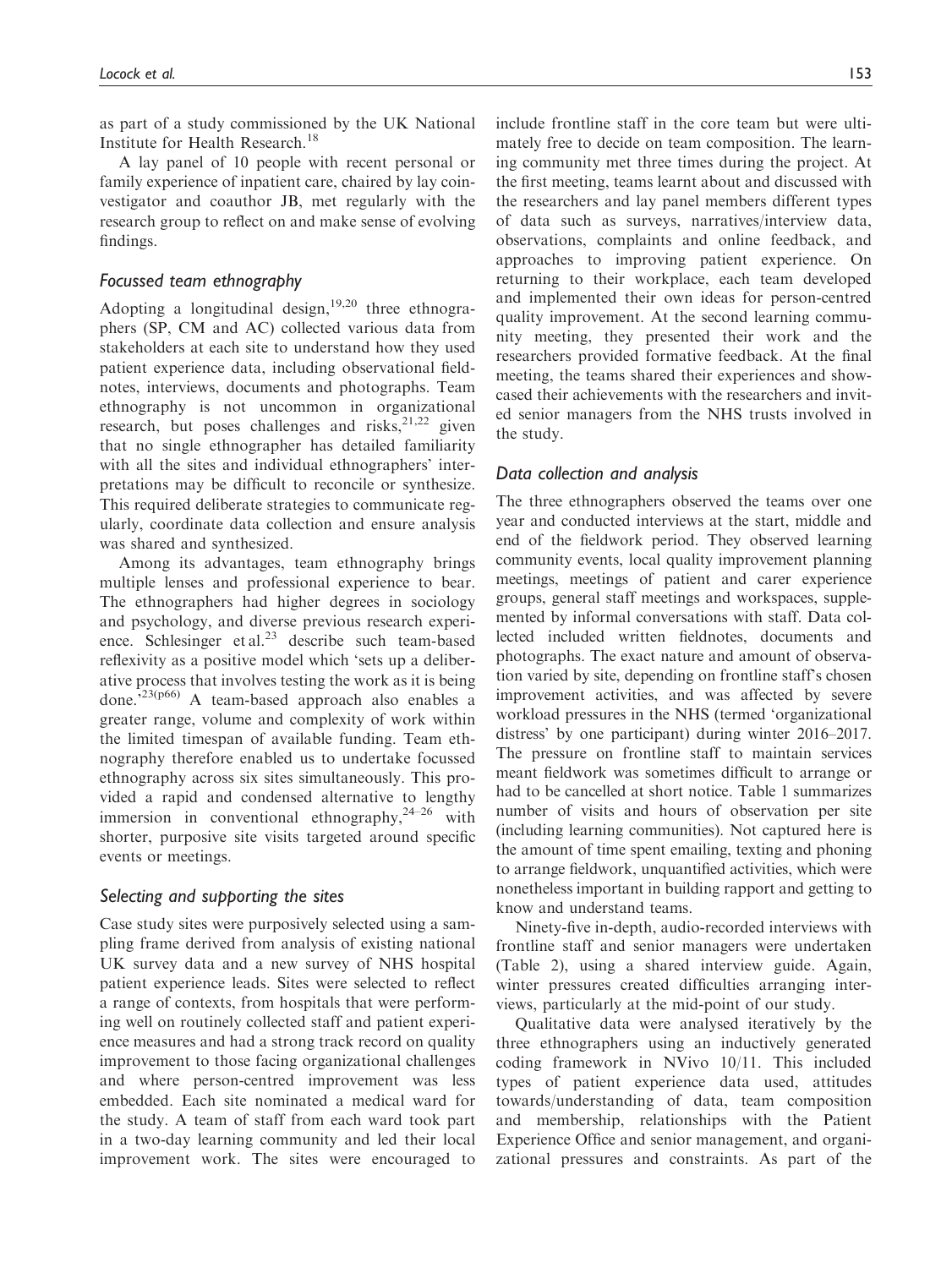as part of a study commissioned by the UK National Institute for Health Research.[18]

A lay panel of 10 people with recent personal or family experience of inpatient care, chaired by lay coinvestigator and coauthor JB, met regularly with the research group to reflect on and make sense of evolving findings.

### Focussed team ethnography

Adopting a longitudinal design,[19,20] three ethnographers (SP, CM and AC) collected various data from stakeholders at each site to understand how they used patient experience data, including observational fieldnotes, interviews, documents and photographs. Team ethnography is not uncommon in organizational research, but poses challenges and risks,[21,22] given that no single ethnographer has detailed familiarity with all the sites and individual ethnographers' interpretations may be difficult to reconcile or synthesize. This required deliberate strategies to communicate regularly, coordinate data collection and ensure analysis was shared and synthesized.

Among its advantages, team ethnography brings multiple lenses and professional experience to bear. The ethnographers had higher degrees in sociology and psychology, and diverse previous research experience. Schlesinger et al.[23] describe such team-based reflexivity as a positive model which 'sets up a deliberative process that involves testing the work as it is being done.'[23(p66)] A team-based approach also enables a greater range, volume and complexity of work within the limited timespan of available funding. Team ethnography therefore enabled us to undertake focussed ethnography across six sites simultaneously. This provided a rapid and condensed alternative to lengthy immersion in conventional ethnography,[24–26] with shorter, purposive site visits targeted around specific events or meetings.

### Selecting and supporting the sites

Case study sites were purposively selected using a sampling frame derived from analysis of existing national UK survey data and a new survey of NHS hospital patient experience leads. Sites were selected to reflect a range of contexts, from hospitals that were performing well on routinely collected staff and patient experience measures and had a strong track record on quality improvement to those facing organizational challenges and where person-centred improvement was less embedded. Each site nominated a medical ward for the study. A team of staff from each ward took part in a two-day learning community and led their local improvement work. The sites were encouraged to include frontline staff in the core team but were ultimately free to decide on team composition. The learning community met three times during the project. At the first meeting, teams learnt about and discussed with the researchers and lay panel members different types of data such as surveys, narratives/interview data, observations, complaints and online feedback, and approaches to improving patient experience. On returning to their workplace, each team developed and implemented their own ideas for person-centred quality improvement. At the second learning community meeting, they presented their work and the researchers provided formative feedback. At the final meeting, the teams shared their experiences and showcased their achievements with the researchers and invited senior managers from the NHS trusts involved in the study.

### Data collection and analysis

The three ethnographers observed the teams over one year and conducted interviews at the start, middle and end of the fieldwork period. They observed learning community events, local quality improvement planning meetings, meetings of patient and carer experience groups, general staff meetings and workspaces, supplemented by informal conversations with staff. Data collected included written fieldnotes, documents and photographs. The exact nature and amount of observation varied by site, depending on frontline staff's chosen improvement activities, and was affected by severe workload pressures in the NHS (termed 'organizational distress' by one participant) during winter 2016–2017. The pressure on frontline staff to maintain services meant fieldwork was sometimes difficult to arrange or had to be cancelled at short notice. Table 1 summarizes number of visits and hours of observation per site (including learning communities). Not captured here is the amount of time spent emailing, texting and phoning to arrange fieldwork, unquantified activities, which were nonetheless important in building rapport and getting to know and understand teams.

Ninety-five in-depth, audio-recorded interviews with frontline staff and senior managers were undertaken (Table 2), using a shared interview guide. Again, winter pressures created difficulties arranging interviews, particularly at the mid-point of our study.

Qualitative data were analysed iteratively by the three ethnographers using an inductively generated coding framework in NVivo 10/11. This included types of patient experience data used, attitudes towards/understanding of data, team composition and membership, relationships with the Patient Experience Office and senior management, and organizational pressures and constraints. As part of the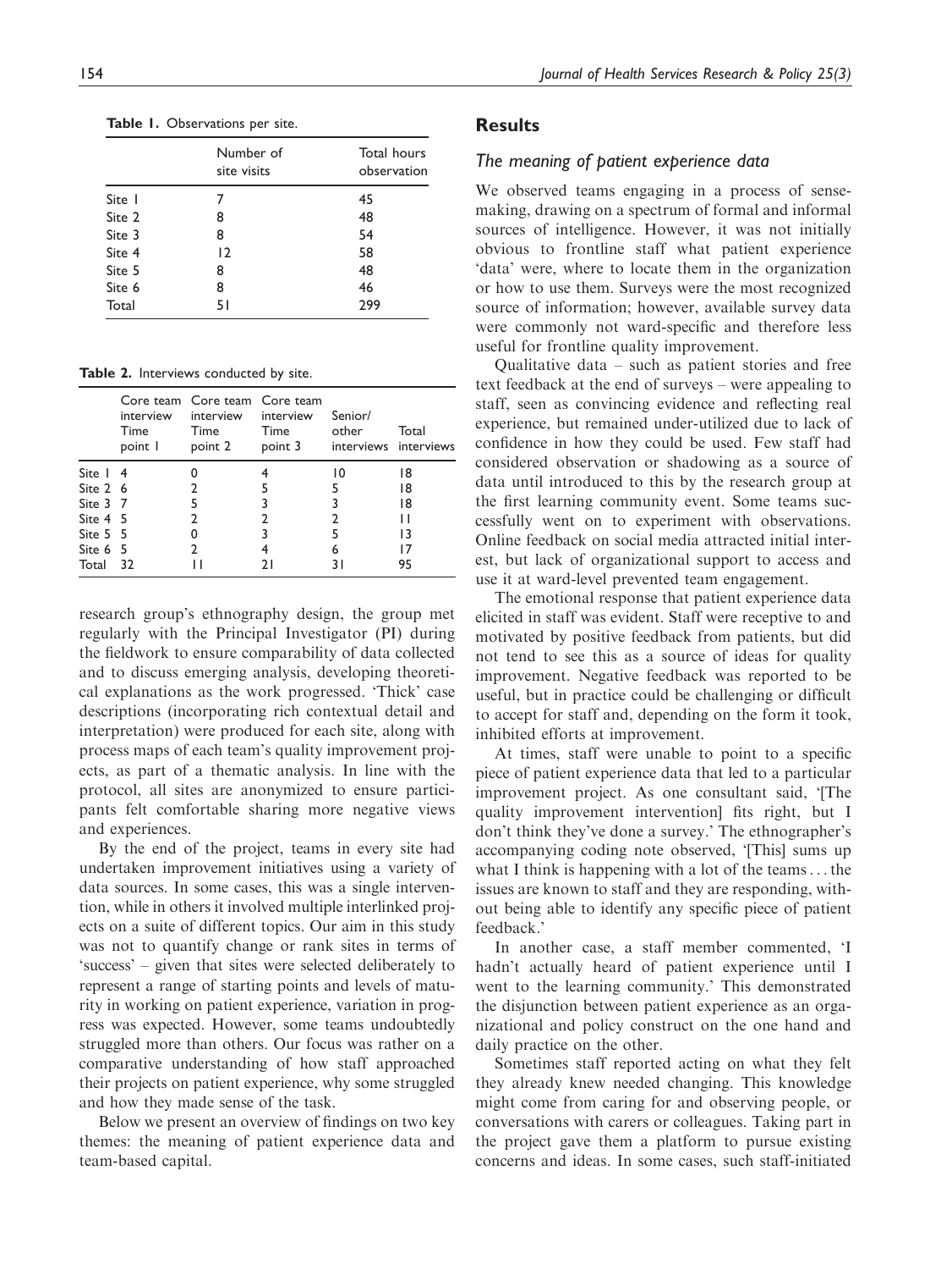**Table 1.** Observations per site.

| | Number of site visits | Total hours observation |
|---|---|---|
| Site 1 | 7 | 45 |
| Site 2 | 8 | 48 |
| Site 3 | 8 | 54 |
| Site 4 | 12 | 58 |
| Site 5 | 8 | 48 |
| Site 6 | 8 | 46 |
| Total | 51 | 299 |

**Table 2.** Interviews conducted by site.

| | Core team interview Time point 1 | Core team interview Time point 2 | Core team interview Time point 3 | Senior/ other interviews | Total interviews |
|---|---|---|---|---|---|
| Site 1 | 4 | 0 | 4 | 10 | 18 |
| Site 2 | 6 | 2 | 5 | 5 | 18 |
| Site 3 | 7 | 5 | 3 | 3 | 18 |
| Site 4 | 5 | 2 | 2 | 2 | 11 |
| Site 5 | 5 | 0 | 3 | 5 | 13 |
| Site 6 | 5 | 2 | 4 | 6 | 17 |
| Total | 32 | 11 | 21 | 31 | 95 |

research group's ethnography design, the group met regularly with the Principal Investigator (PI) during the fieldwork to ensure comparability of data collected and to discuss emerging analysis, developing theoretical explanations as the work progressed. 'Thick' case descriptions (incorporating rich contextual detail and interpretation) were produced for each site, along with process maps of each team's quality improvement projects, as part of a thematic analysis. In line with the protocol, all sites are anonymized to ensure participants felt comfortable sharing more negative views and experiences.

By the end of the project, teams in every site had undertaken improvement initiatives using a variety of data sources. In some cases, this was a single intervention, while in others it involved multiple interlinked projects on a suite of different topics. Our aim in this study was not to quantify change or rank sites in terms of 'success' – given that sites were selected deliberately to represent a range of starting points and levels of maturity in working on patient experience, variation in progress was expected. However, some teams undoubtedly struggled more than others. Our focus was rather on a comparative understanding of how staff approached their projects on patient experience, why some struggled and how they made sense of the task.

Below we present an overview of findings on two key themes: the meaning of patient experience data and team-based capital.

## Results

### *The meaning of patient experience data*

We observed teams engaging in a process of sense-making, drawing on a spectrum of formal and informal sources of intelligence. However, it was not initially obvious to frontline staff what patient experience 'data' were, where to locate them in the organization or how to use them. Surveys were the most recognized source of information; however, available survey data were commonly not ward-specific and therefore less useful for frontline quality improvement.

Qualitative data – such as patient stories and free text feedback at the end of surveys – were appealing to staff, seen as convincing evidence and reflecting real experience, but remained under-utilized due to lack of confidence in how they could be used. Few staff had considered observation or shadowing as a source of data until introduced to this by the research group at the first learning community event. Some teams successfully went on to experiment with observations. Online feedback on social media attracted initial interest, but lack of organizational support to access and use it at ward-level prevented team engagement.

The emotional response that patient experience data elicited in staff was evident. Staff were receptive to and motivated by positive feedback from patients, but did not tend to see this as a source of ideas for quality improvement. Negative feedback was reported to be useful, but in practice could be challenging or difficult to accept for staff and, depending on the form it took, inhibited efforts at improvement.

At times, staff were unable to point to a specific piece of patient experience data that led to a particular improvement project. As one consultant said, '[The quality improvement intervention] fits right, but I don't think they've done a survey.' The ethnographer's accompanying coding note observed, '[This] sums up what I think is happening with a lot of the teams . . . the issues are known to staff and they are responding, without being able to identify any specific piece of patient feedback.'

In another case, a staff member commented, 'I hadn't actually heard of patient experience until I went to the learning community.' This demonstrated the disjunction between patient experience as an organizational and policy construct on the one hand and daily practice on the other.

Sometimes staff reported acting on what they felt they already knew needed changing. This knowledge might come from caring for and observing people, or conversations with carers or colleagues. Taking part in the project gave them a platform to pursue existing concerns and ideas. In some cases, such staff-initiated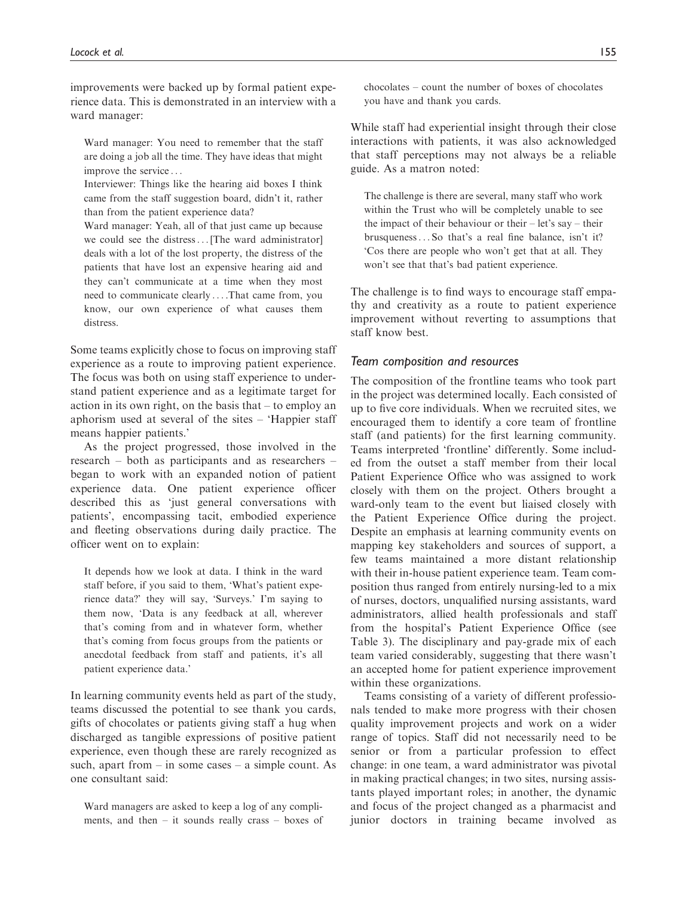improvements were backed up by formal patient experience data. This is demonstrated in an interview with a ward manager:

> Ward manager: You need to remember that the staff are doing a job all the time. They have ideas that might improve the service...
>
> Interviewer: Things like the hearing aid boxes I think came from the staff suggestion board, didn't it, rather than from the patient experience data?
>
> Ward manager: Yeah, all of that just came up because we could see the distress...[The ward administrator] deals with a lot of the lost property, the distress of the patients that have lost an expensive hearing aid and they can't communicate at a time when they most need to communicate clearly....That came from, you know, our own experience of what causes them distress.

Some teams explicitly chose to focus on improving staff experience as a route to improving patient experience. The focus was both on using staff experience to understand patient experience and as a legitimate target for action in its own right, on the basis that – to employ an aphorism used at several of the sites – 'Happier staff means happier patients.'

As the project progressed, those involved in the research – both as participants and as researchers – began to work with an expanded notion of patient experience data. One patient experience officer described this as 'just general conversations with patients', encompassing tacit, embodied experience and fleeting observations during daily practice. The officer went on to explain:

> It depends how we look at data. I think in the ward staff before, if you said to them, 'What's patient experience data?' they will say, 'Surveys.' I'm saying to them now, 'Data is any feedback at all, wherever that's coming from and in whatever form, whether that's coming from focus groups from the patients or anecdotal feedback from staff and patients, it's all patient experience data.'

In learning community events held as part of the study, teams discussed the potential to see thank you cards, gifts of chocolates or patients giving staff a hug when discharged as tangible expressions of positive patient experience, even though these are rarely recognized as such, apart from – in some cases – a simple count. As one consultant said:

> Ward managers are asked to keep a log of any compliments, and then – it sounds really crass – boxes of chocolates – count the number of boxes of chocolates you have and thank you cards.

While staff had experiential insight through their close interactions with patients, it was also acknowledged that staff perceptions may not always be a reliable guide. As a matron noted:

> The challenge is there are several, many staff who work within the Trust who will be completely unable to see the impact of their behaviour or their – let's say – their brusqueness...So that's a real fine balance, isn't it? 'Cos there are people who won't get that at all. They won't see that that's bad patient experience.

The challenge is to find ways to encourage staff empathy and creativity as a route to patient experience improvement without reverting to assumptions that staff know best.

### *Team composition and resources*

The composition of the frontline teams who took part in the project was determined locally. Each consisted of up to five core individuals. When we recruited sites, we encouraged them to identify a core team of frontline staff (and patients) for the first learning community. Teams interpreted 'frontline' differently. Some included from the outset a staff member from their local Patient Experience Office who was assigned to work closely with them on the project. Others brought a ward-only team to the event but liaised closely with the Patient Experience Office during the project. Despite an emphasis at learning community events on mapping key stakeholders and sources of support, a few teams maintained a more distant relationship with their in-house patient experience team. Team composition thus ranged from entirely nursing-led to a mix of nurses, doctors, unqualified nursing assistants, ward administrators, allied health professionals and staff from the hospital's Patient Experience Office (see Table 3). The disciplinary and pay-grade mix of each team varied considerably, suggesting that there wasn't an accepted home for patient experience improvement within these organizations.

Teams consisting of a variety of different professionals tended to make more progress with their chosen quality improvement projects and work on a wider range of topics. Staff did not necessarily need to be senior or from a particular profession to effect change: in one team, a ward administrator was pivotal in making practical changes; in two sites, nursing assistants played important roles; in another, the dynamic and focus of the project changed as a pharmacist and junior doctors in training became involved as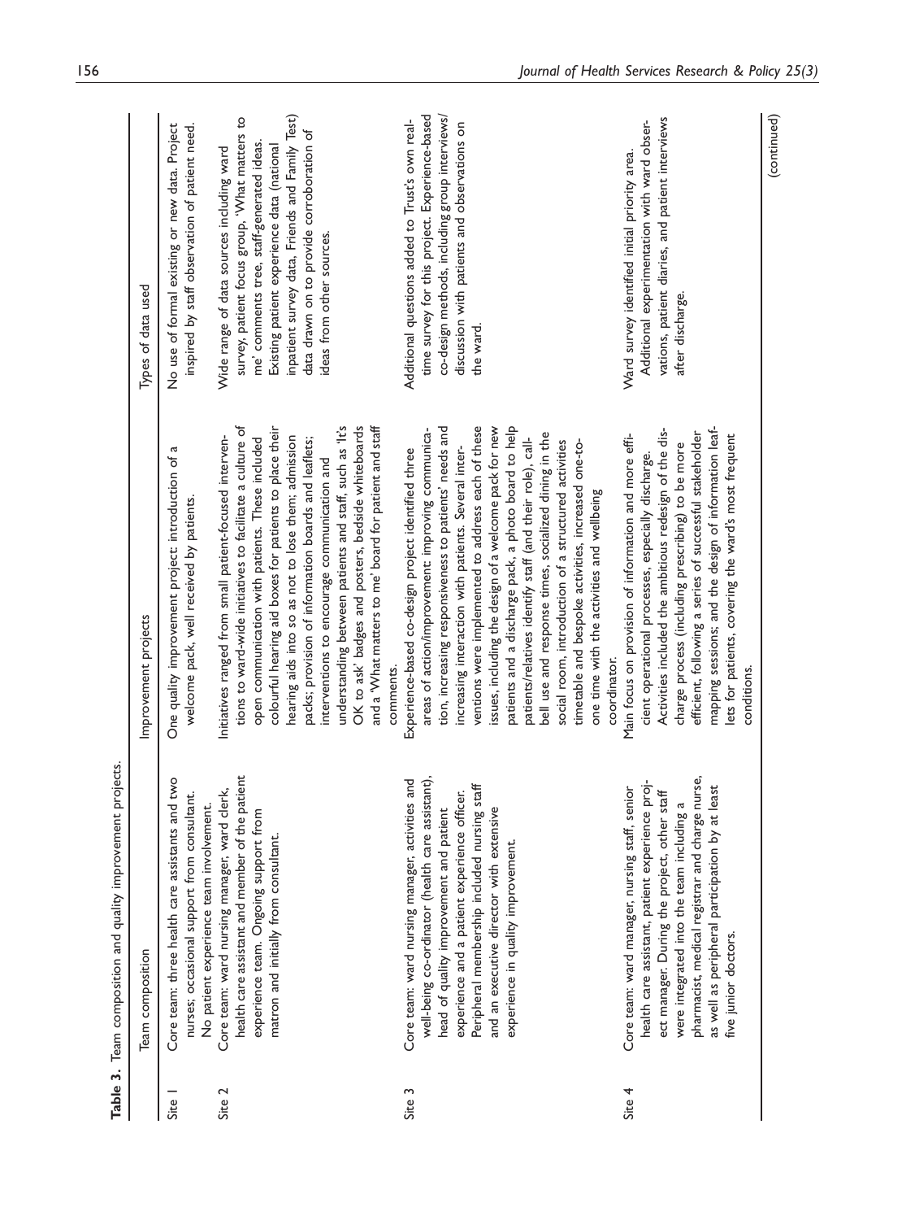**Table 3.** Team composition and quality improvement projects.

| | Team composition | Improvement projects | Types of data used |
|---|---|---|---|
| Site 1 | Core team: three health care assistants and two nurses; occasional support from consultant. No patient experience team involvement. | One quality improvement project: introduction of a welcome pack, well received by patients. | No use of formal existing or new data. Project inspired by staff observation of patient need. |
| Site 2 | Core team: ward nursing manager, ward clerk, health care assistant and member of the patient experience team. Ongoing support from matron and initially from consultant. | Initiatives ranged from small patient-focused interventions to ward-wide initiatives to facilitate a culture of open communication with patients. These included colourful hearing aid boxes for patients to place their hearing aids into so as not to lose them; admission packs; provision of information boards and leaflets; interventions to encourage communication and understanding between patients and staff, such as 'It's OK to ask' badges and posters, bedside whiteboards and a 'What matters to me' board for patient and staff comments. | Wide range of data sources including ward survey, patient focus group, 'What matters to me' comments tree, staff-generated ideas. Existing patient experience data (national inpatient survey data, Friends and Family Test) data drawn on to provide corroboration of ideas from other sources. |
| Site 3 | Core team: ward nursing manager, activities and well-being co-ordinator (health care assistant), head of quality improvement and patient experience and a patient experience officer. Peripheral membership included nursing staff and an executive director with extensive experience in quality improvement. | Experience-based co-design project identified three areas of action/improvement: improving communication, increasing responsiveness to patients' needs and increasing interaction with patients. Several interventions were implemented to address each of these issues, including the design of a welcome pack for new patients and a discharge pack, a photo board to help patients/relatives identify staff (and their role), call-bell use and response times, socialized dining in the social room, introduction of a structured activities timetable and bespoke activities, increased one-to-one time with the activities and wellbeing coordinator. | Additional questions added to Trust's own real-time survey for this project. Experience-based co-design methods, including group interviews/discussion with patients and observations on the ward. |
| Site 4 | Core team: ward manager, nursing staff, senior health care assistant, patient experience project manager. During the project, other staff were integrated into the team including a pharmacist, medical registrar and charge nurse, as well as peripheral participation by at least five junior doctors. | Main focus on provision of information and more efficient operational processes, especially discharge. Activities included the ambitious redesign of the discharge process (including prescribing) to be more efficient, following a series of successful stakeholder mapping sessions; and the design of information leaflets for patients, covering the ward's most frequent conditions. | Ward survey identified initial priority area. Additional experimentation with ward observations, patient diaries, and patient interviews after discharge. |

(continued)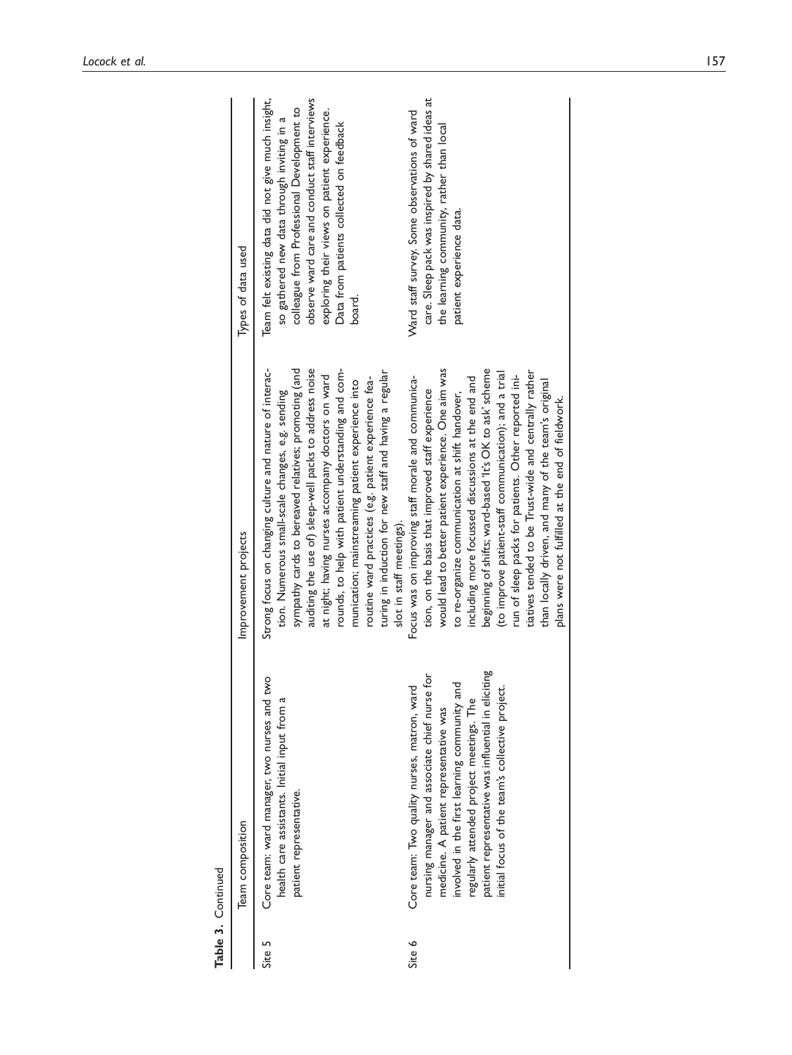**Table 3.** Continued

| | Team composition | Improvement projects | Types of data used |
|---|---|---|---|
| Site 5 | Core team: ward manager, two nurses and two health care assistants. Initial input from a patient representative. | Strong focus on changing culture and nature of interaction. Numerous small-scale changes, e.g. sending sympathy cards to bereaved relatives; promoting (and auditing the use of) sleep-well packs to address noise at night; having nurses accompany doctors on ward rounds, to help with patient understanding and communication; mainstreaming patient experience into routine ward practices (e.g. patient experience featuring in induction for new staff and having a regular slot in staff meetings). | Team felt existing data did not give much insight, so gathered new data through inviting in a colleague from Professional Development to observe ward care and conduct staff interviews exploring their views on patient experience. Data from patients collected on feedback board. |
| Site 6 | Core team: Two quality nurses, matron, ward nursing manager and associate chief nurse for medicine. A patient representative was involved in the first learning community and regularly attended project meetings. The patient representative was influential in eliciting initial focus of the team's collective project. | Focus was on improving staff morale and communication, on the basis that improved staff experience would lead to better patient experience. One aim was to re-organize communication at shift handover, including more focussed discussions at the end and beginning of shifts; ward-based 'It's OK to ask' scheme (to improve patient-staff communication); and a trial run of sleep packs for patients. Other reported initiatives tended to be Trust-wide and centrally rather than locally driven, and many of the team's original plans were not fulfilled at the end of fieldwork. | Ward staff survey. Some observations of ward care. Sleep pack was inspired by shared ideas at the learning community, rather than local patient experience data. |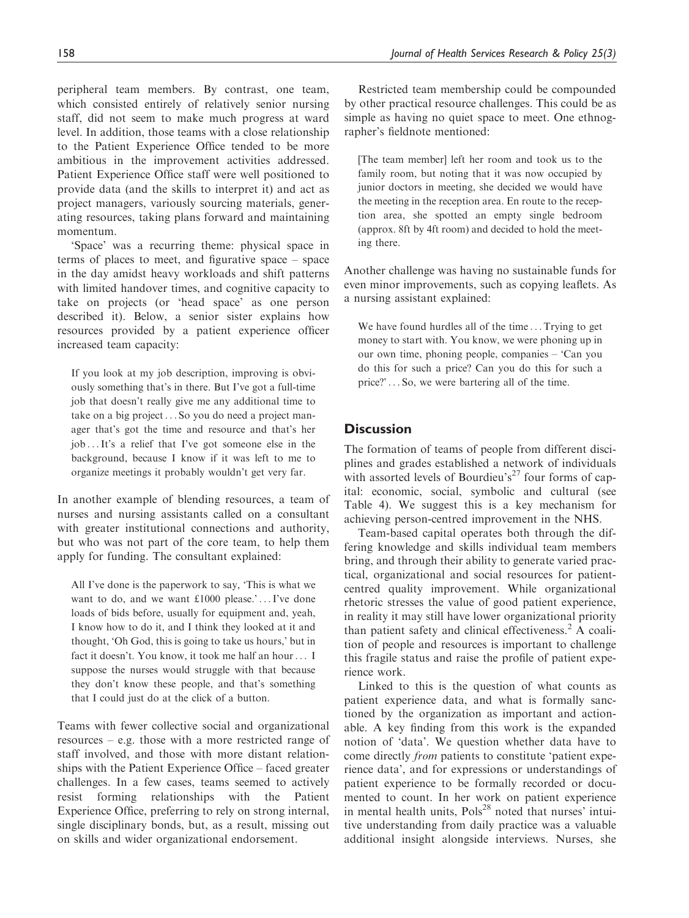peripheral team members. By contrast, one team, which consisted entirely of relatively senior nursing staff, did not seem to make much progress at ward level. In addition, those teams with a close relationship to the Patient Experience Office tended to be more ambitious in the improvement activities addressed. Patient Experience Office staff were well positioned to provide data (and the skills to interpret it) and act as project managers, variously sourcing materials, generating resources, taking plans forward and maintaining momentum.

'Space' was a recurring theme: physical space in terms of places to meet, and figurative space – space in the day amidst heavy workloads and shift patterns with limited handover times, and cognitive capacity to take on projects (or 'head space' as one person described it). Below, a senior sister explains how resources provided by a patient experience officer increased team capacity:

> If you look at my job description, improving is obviously something that's in there. But I've got a full-time job that doesn't really give me any additional time to take on a big project ... So you do need a project manager that's got the time and resource and that's her job ... It's a relief that I've got someone else in the background, because I know if it was left to me to organize meetings it probably wouldn't get very far.

In another example of blending resources, a team of nurses and nursing assistants called on a consultant with greater institutional connections and authority, but who was not part of the core team, to help them apply for funding. The consultant explained:

> All I've done is the paperwork to say, 'This is what we want to do, and we want £1000 please.' ... I've done loads of bids before, usually for equipment and, yeah, I know how to do it, and I think they looked at it and thought, 'Oh God, this is going to take us hours,' but in fact it doesn't. You know, it took me half an hour ... I suppose the nurses would struggle with that because they don't know these people, and that's something that I could just do at the click of a button.

Teams with fewer collective social and organizational resources – e.g. those with a more restricted range of staff involved, and those with more distant relationships with the Patient Experience Office – faced greater challenges. In a few cases, teams seemed to actively resist forming relationships with the Patient Experience Office, preferring to rely on strong internal, single disciplinary bonds, but, as a result, missing out on skills and wider organizational endorsement.

Restricted team membership could be compounded by other practical resource challenges. This could be as simple as having no quiet space to meet. One ethnographer's fieldnote mentioned:

> [The team member] left her room and took us to the family room, but noting that it was now occupied by junior doctors in meeting, she decided we would have the meeting in the reception area. En route to the reception area, she spotted an empty single bedroom (approx. 8ft by 4ft room) and decided to hold the meeting there.

Another challenge was having no sustainable funds for even minor improvements, such as copying leaflets. As a nursing assistant explained:

> We have found hurdles all of the time ... Trying to get money to start with. You know, we were phoning up in our own time, phoning people, companies – 'Can you do this for such a price? Can you do this for such a price?' ... So, we were bartering all of the time.

## Discussion

The formation of teams of people from different disciplines and grades established a network of individuals with assorted levels of Bourdieu's[27] four forms of capital: economic, social, symbolic and cultural (see Table 4). We suggest this is a key mechanism for achieving person-centred improvement in the NHS.

Team-based capital operates both through the differing knowledge and skills individual team members bring, and through their ability to generate varied practical, organizational and social resources for patient-centred quality improvement. While organizational rhetoric stresses the value of good patient experience, in reality it may still have lower organizational priority than patient safety and clinical effectiveness.[2] A coalition of people and resources is important to challenge this fragile status and raise the profile of patient experience work.

Linked to this is the question of what counts as patient experience data, and what is formally sanctioned by the organization as important and actionable. A key finding from this work is the expanded notion of 'data'. We question whether data have to come directly *from* patients to constitute 'patient experience data', and for expressions or understandings of patient experience to be formally recorded or documented to count. In her work on patient experience in mental health units, Pols[28] noted that nurses' intuitive understanding from daily practice was a valuable additional insight alongside interviews. Nurses, she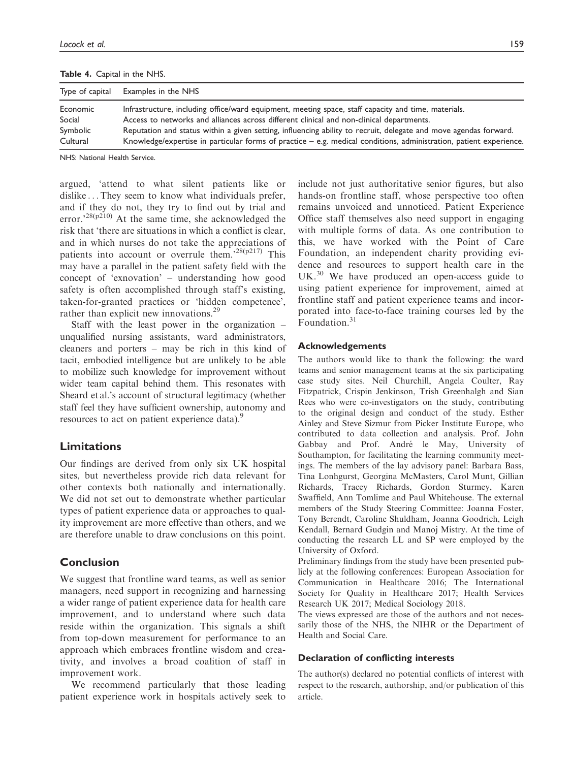Table 4. Capital in the NHS.

| Type of capital | Examples in the NHS |
| --- | --- |
| Economic | Infrastructure, including office/ward equipment, meeting space, staff capacity and time, materials. |
| Social | Access to networks and alliances across different clinical and non-clinical departments. |
| Symbolic | Reputation and status within a given setting, influencing ability to recruit, delegate and move agendas forward. |
| Cultural | Knowledge/expertise in particular forms of practice – e.g. medical conditions, administration, patient experience. |

NHS: National Health Service.

argued, 'attend to what silent patients like or dislike . . . They seem to know what individuals prefer, and if they do not, they try to find out by trial and error.'[28(p210)] At the same time, she acknowledged the risk that 'there are situations in which a conflict is clear, and in which nurses do not take the appreciations of patients into account or overrule them.'[28(p217)] This may have a parallel in the patient safety field with the concept of 'exnovation' – understanding how good safety is often accomplished through staff's existing, taken-for-granted practices or 'hidden competence', rather than explicit new innovations.[29]

Staff with the least power in the organization – unqualified nursing assistants, ward administrators, cleaners and porters – may be rich in this kind of tacit, embodied intelligence but are unlikely to be able to mobilize such knowledge for improvement without wider team capital behind them. This resonates with Sheard et al.'s account of structural legitimacy (whether staff feel they have sufficient ownership, autonomy and resources to act on patient experience data).[9]

## Limitations

Our findings are derived from only six UK hospital sites, but nevertheless provide rich data relevant for other contexts both nationally and internationally. We did not set out to demonstrate whether particular types of patient experience data or approaches to quality improvement are more effective than others, and we are therefore unable to draw conclusions on this point.

## Conclusion

We suggest that frontline ward teams, as well as senior managers, need support in recognizing and harnessing a wider range of patient experience data for health care improvement, and to understand where such data reside within the organization. This signals a shift from top-down measurement for performance to an approach which embraces frontline wisdom and creativity, and involves a broad coalition of staff in improvement work.

We recommend particularly that those leading patient experience work in hospitals actively seek to include not just authoritative senior figures, but also hands-on frontline staff, whose perspective too often remains unvoiced and unnoticed. Patient Experience Office staff themselves also need support in engaging with multiple forms of data. As one contribution to this, we have worked with the Point of Care Foundation, an independent charity providing evidence and resources to support health care in the UK.[30] We have produced an open-access guide to using patient experience for improvement, aimed at frontline staff and patient experience teams and incorporated into face-to-face training courses led by the Foundation.[31]

### Acknowledgements

The authors would like to thank the following: the ward teams and senior management teams at the six participating case study sites. Neil Churchill, Angela Coulter, Ray Fitzpatrick, Crispin Jenkinson, Trish Greenhalgh and Sian Rees who were co-investigators on the study, contributing to the original design and conduct of the study. Esther Ainley and Steve Sizmur from Picker Institute Europe, who contributed to data collection and analysis. Prof. John Gabbay and Prof. André le May, University of Southampton, for facilitating the learning community meetings. The members of the lay advisory panel: Barbara Bass, Tina Lonhgurst, Georgina McMasters, Carol Munt, Gillian Richards, Tracey Richards, Gordon Sturmey, Karen Swaffield, Ann Tomlime and Paul Whitehouse. The external members of the Study Steering Committee: Joanna Foster, Tony Berendt, Caroline Shuldham, Joanna Goodrich, Leigh Kendall, Bernard Gudgin and Manoj Mistry. At the time of conducting the research LL and SP were employed by the University of Oxford.

Preliminary findings from the study have been presented publicly at the following conferences: European Association for Communication in Healthcare 2016; The International Society for Quality in Healthcare 2017; Health Services Research UK 2017; Medical Sociology 2018.

The views expressed are those of the authors and not necessarily those of the NHS, the NIHR or the Department of Health and Social Care.

### Declaration of conflicting interests

The author(s) declared no potential conflicts of interest with respect to the research, authorship, and/or publication of this article.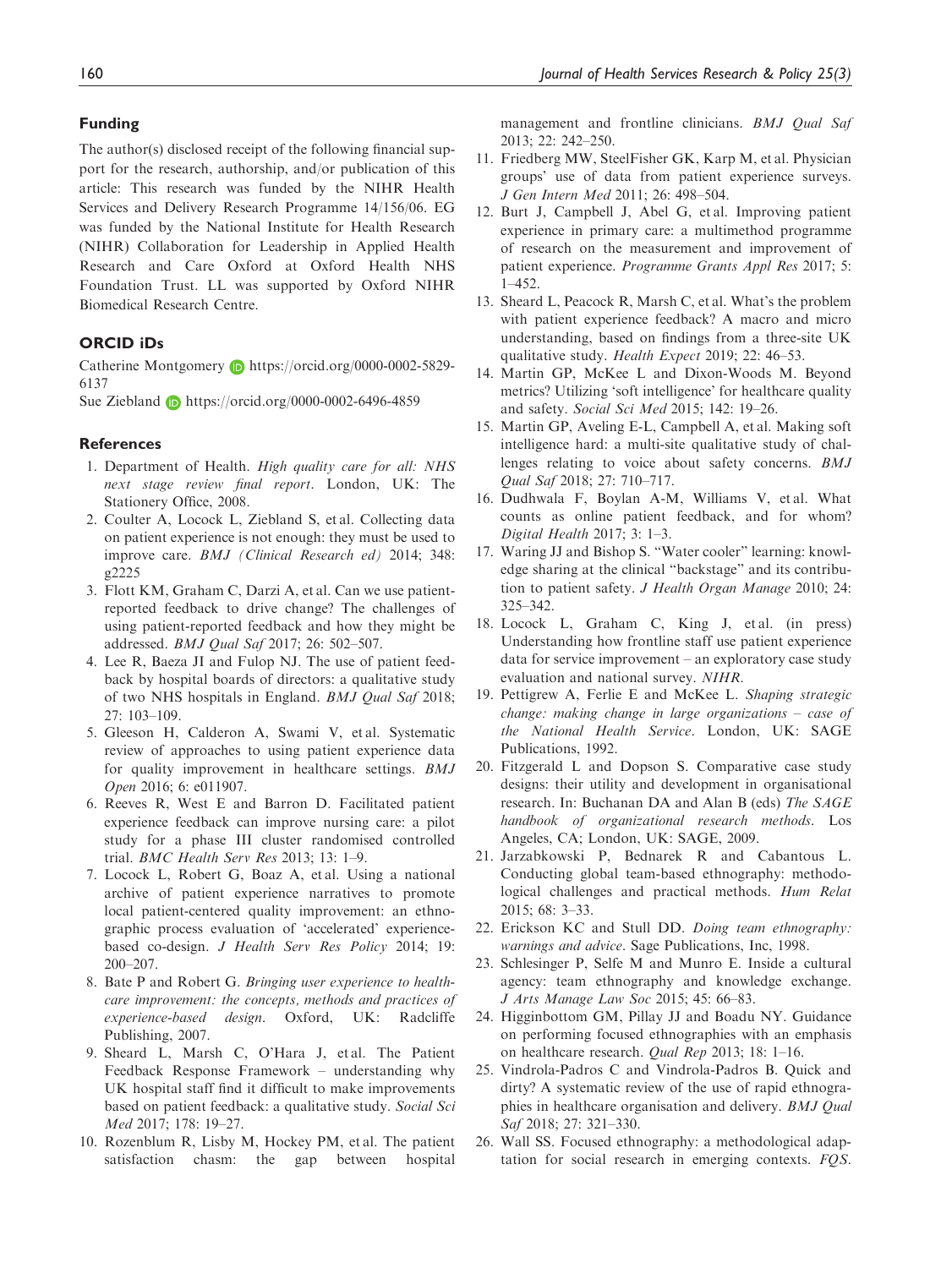## Funding

The author(s) disclosed receipt of the following financial support for the research, authorship, and/or publication of this article: This research was funded by the NIHR Health Services and Delivery Research Programme 14/156/06. EG was funded by the National Institute for Health Research (NIHR) Collaboration for Leadership in Applied Health Research and Care Oxford at Oxford Health NHS Foundation Trust. LL was supported by Oxford NIHR Biomedical Research Centre.

## ORCID iDs

Catherine Montgomery https://orcid.org/0000-0002-5829-6137

Sue Ziebland https://orcid.org/0000-0002-6496-4859

## References

1. Department of Health. *High quality care for all: NHS next stage review final report*. London, UK: The Stationery Office, 2008.
2. Coulter A, Locock L, Ziebland S, et al. Collecting data on patient experience is not enough: they must be used to improve care. *BMJ (Clinical Research ed)* 2014; 348: g2225
3. Flott KM, Graham C, Darzi A, et al. Can we use patient-reported feedback to drive change? The challenges of using patient-reported feedback and how they might be addressed. *BMJ Qual Saf* 2017; 26: 502–507.
4. Lee R, Baeza JI and Fulop NJ. The use of patient feedback by hospital boards of directors: a qualitative study of two NHS hospitals in England. *BMJ Qual Saf* 2018; 27: 103–109.
5. Gleeson H, Calderon A, Swami V, et al. Systematic review of approaches to using patient experience data for quality improvement in healthcare settings. *BMJ Open* 2016; 6: e011907.
6. Reeves R, West E and Barron D. Facilitated patient experience feedback can improve nursing care: a pilot study for a phase III cluster randomised controlled trial. *BMC Health Serv Res* 2013; 13: 1–9.
7. Locock L, Robert G, Boaz A, et al. Using a national archive of patient experience narratives to promote local patient-centered quality improvement: an ethnographic process evaluation of 'accelerated' experience-based co-design. *J Health Serv Res Policy* 2014; 19: 200–207.
8. Bate P and Robert G. *Bringing user experience to healthcare improvement: the concepts, methods and practices of experience-based design*. Oxford, UK: Radcliffe Publishing, 2007.
9. Sheard L, Marsh C, O'Hara J, et al. The Patient Feedback Response Framework – understanding why UK hospital staff find it difficult to make improvements based on patient feedback: a qualitative study. *Social Sci Med* 2017; 178: 19–27.
10. Rozenblum R, Lisby M, Hockey PM, et al. The patient satisfaction chasm: the gap between hospital management and frontline clinicians. *BMJ Qual Saf* 2013; 22: 242–250.
11. Friedberg MW, SteelFisher GK, Karp M, et al. Physician groups' use of data from patient experience surveys. *J Gen Intern Med* 2011; 26: 498–504.
12. Burt J, Campbell J, Abel G, et al. Improving patient experience in primary care: a multimethod programme of research on the measurement and improvement of patient experience. *Programme Grants Appl Res* 2017; 5: 1–452.
13. Sheard L, Peacock R, Marsh C, et al. What's the problem with patient experience feedback? A macro and micro understanding, based on findings from a three-site UK qualitative study. *Health Expect* 2019; 22: 46–53.
14. Martin GP, McKee L and Dixon-Woods M. Beyond metrics? Utilizing 'soft intelligence' for healthcare quality and safety. *Social Sci Med* 2015; 142: 19–26.
15. Martin GP, Aveling E-L, Campbell A, et al. Making soft intelligence hard: a multi-site qualitative study of challenges relating to voice about safety concerns. *BMJ Qual Saf* 2018; 27: 710–717.
16. Dudhwala F, Boylan A-M, Williams V, et al. What counts as online patient feedback, and for whom? *Digital Health* 2017; 3: 1–3.
17. Waring JJ and Bishop S. "Water cooler" learning: knowledge sharing at the clinical "backstage" and its contribution to patient safety. *J Health Organ Manage* 2010; 24: 325–342.
18. Locock L, Graham C, King J, et al. (in press) Understanding how frontline staff use patient experience data for service improvement – an exploratory case study evaluation and national survey. *NIHR*.
19. Pettigrew A, Ferlie E and McKee L. *Shaping strategic change: making change in large organizations – case of the National Health Service*. London, UK: SAGE Publications, 1992.
20. Fitzgerald L and Dopson S. Comparative case study designs: their utility and development in organisational research. In: Buchanan DA and Alan B (eds) *The SAGE handbook of organizational research methods*. Los Angeles, CA; London, UK: SAGE, 2009.
21. Jarzabkowski P, Bednarek R and Cabantous L. Conducting global team-based ethnography: methodological challenges and practical methods. *Hum Relat* 2015; 68: 3–33.
22. Erickson KC and Stull DD. *Doing team ethnography: warnings and advice*. Sage Publications, Inc, 1998.
23. Schlesinger P, Selfe M and Munro E. Inside a cultural agency: team ethnography and knowledge exchange. *J Arts Manage Law Soc* 2015; 45: 66–83.
24. Higginbottom GM, Pillay JJ and Boadu NY. Guidance on performing focused ethnographies with an emphasis on healthcare research. *Qual Rep* 2013; 18: 1–16.
25. Vindrola-Padros C and Vindrola-Padros B. Quick and dirty? A systematic review of the use of rapid ethnographies in healthcare organisation and delivery. *BMJ Qual Saf* 2018; 27: 321–330.
26. Wall SS. Focused ethnography: a methodological adaptation for social research in emerging contexts. *FQS*.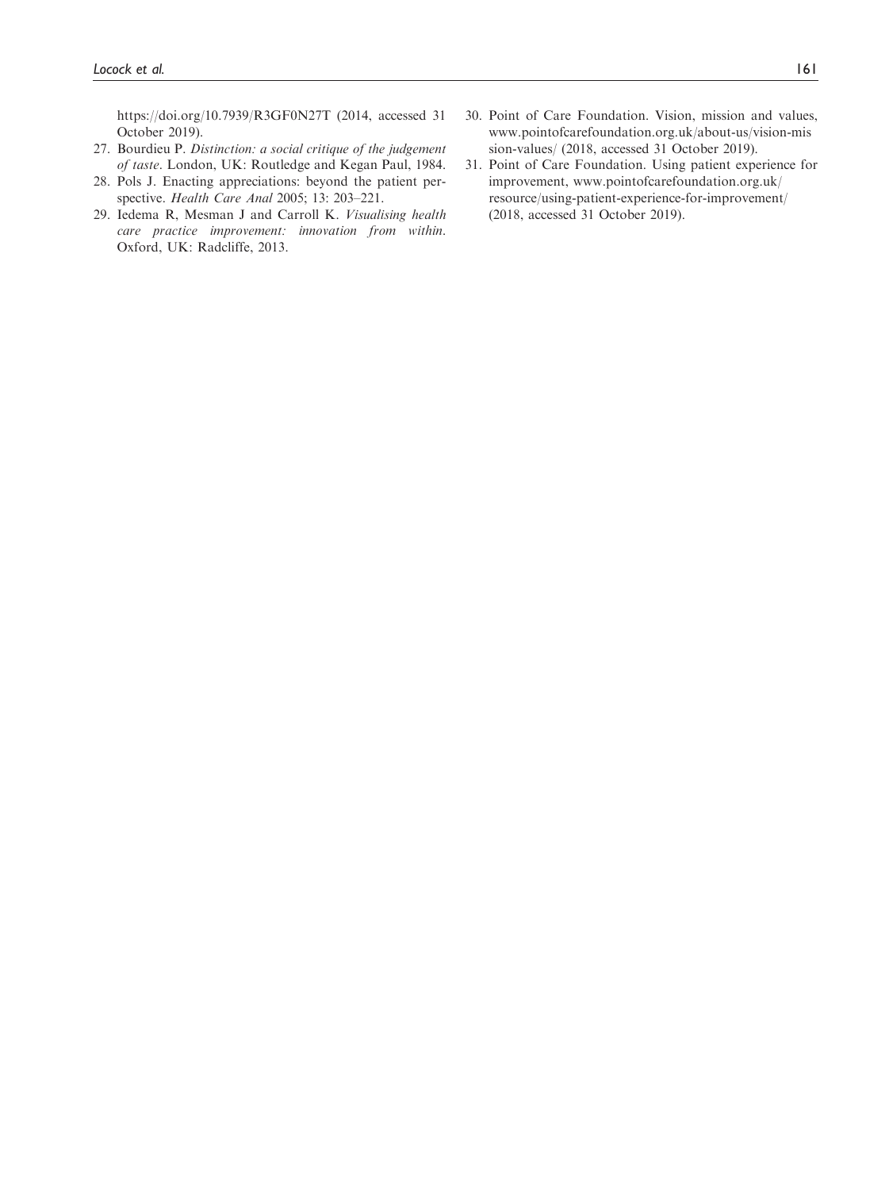https://doi.org/10.7939/R3GF0N27T (2014, accessed 31 October 2019).

27. Bourdieu P. *Distinction: a social critique of the judgement of taste*. London, UK: Routledge and Kegan Paul, 1984.
28. Pols J. Enacting appreciations: beyond the patient perspective. *Health Care Anal* 2005; 13: 203–221.
29. Iedema R, Mesman J and Carroll K. *Visualising health care practice improvement: innovation from within*. Oxford, UK: Radcliffe, 2013.
30. Point of Care Foundation. Vision, mission and values, www.pointofcarefoundation.org.uk/about-us/vision-mission-values/ (2018, accessed 31 October 2019).
31. Point of Care Foundation. Using patient experience for improvement, www.pointofcarefoundation.org.uk/resource/using-patient-experience-for-improvement/ (2018, accessed 31 October 2019).